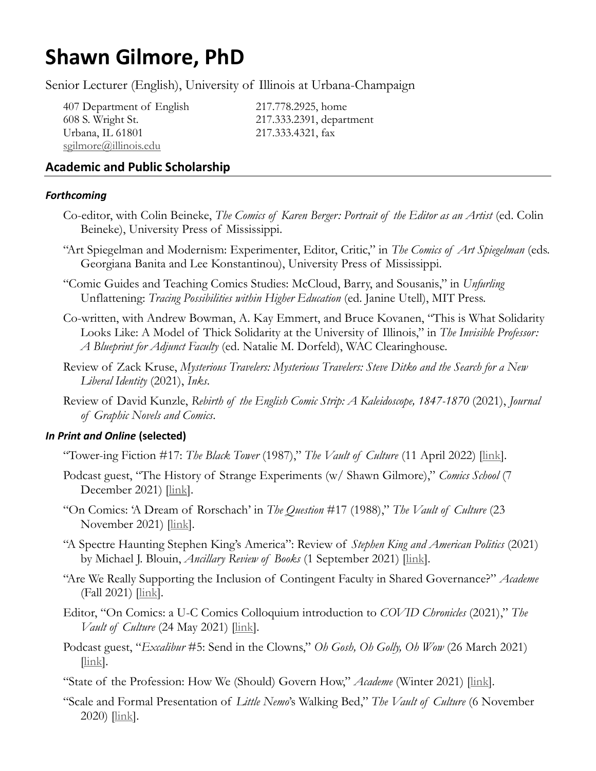# Shawn Gilmore, PhD

Senior Lecturer (English), University of Illinois at Urbana-Champaign

407 Department of English
608 S. Wright St.
Urbana, IL 61801
sgilmore@illinois.edu

217.778.2925, home
217.333.2391, department
217.333.4321, fax

## Academic and Public Scholarship

### *Forthcoming*

Co-editor, with Colin Beineke, *The Comics of Karen Berger: Portrait of the Editor as an Artist* (ed. Colin Beineke), University Press of Mississippi.

"Art Spiegelman and Modernism: Experimenter, Editor, Critic," in *The Comics of Art Spiegelman* (eds. Georgiana Banita and Lee Konstantinou), University Press of Mississippi.

"Comic Guides and Teaching Comics Studies: McCloud, Barry, and Sousanis," in *Unfurling* Unflattening: *Tracing Possibilities within Higher Education* (ed. Janine Utell), MIT Press.

Co-written, with Andrew Bowman, A. Kay Emmert, and Bruce Kovanen, "This is What Solidarity Looks Like: A Model of Thick Solidarity at the University of Illinois," in *The Invisible Professor: A Blueprint for Adjunct Faculty* (ed. Natalie M. Dorfeld), WAC Clearinghouse.

Review of Zack Kruse, *Mysterious Travelers: Mysterious Travelers: Steve Ditko and the Search for a New Liberal Identity* (2021), *Inks*.

Review of David Kunzle, *Rebirth of the English Comic Strip: A Kaleidoscope, 1847-1870* (2021), *Journal of Graphic Novels and Comics*.

### *In Print and Online* (selected)

"Tower-ing Fiction #17: *The Black Tower* (1987)," *The Vault of Culture* (11 April 2022) [link].

Podcast guest, "The History of Strange Experiments (w/ Shawn Gilmore)," *Comics School* (7 December 2021) [link].

"On Comics: 'A Dream of Rorschach' in *The Question* #17 (1988)," *The Vault of Culture* (23 November 2021) [link].

"A Spectre Haunting Stephen King's America": Review of *Stephen King and American Politics* (2021) by Michael J. Blouin, *Ancillary Review of Books* (1 September 2021) [link].

"Are We Really Supporting the Inclusion of Contingent Faculty in Shared Governance?" *Academe* (Fall 2021) [link].

Editor, "On Comics: a U-C Comics Colloquium introduction to *COVID Chronicles* (2021)," *The Vault of Culture* (24 May 2021) [link].

Podcast guest, "*Excalibur* #5: Send in the Clowns," *Oh Gosh, Oh Golly, Oh Wow* (26 March 2021) [link].

"State of the Profession: How We (Should) Govern How," *Academe* (Winter 2021) [link].

"Scale and Formal Presentation of *Little Nemo*'s Walking Bed," *The Vault of Culture* (6 November 2020) [link].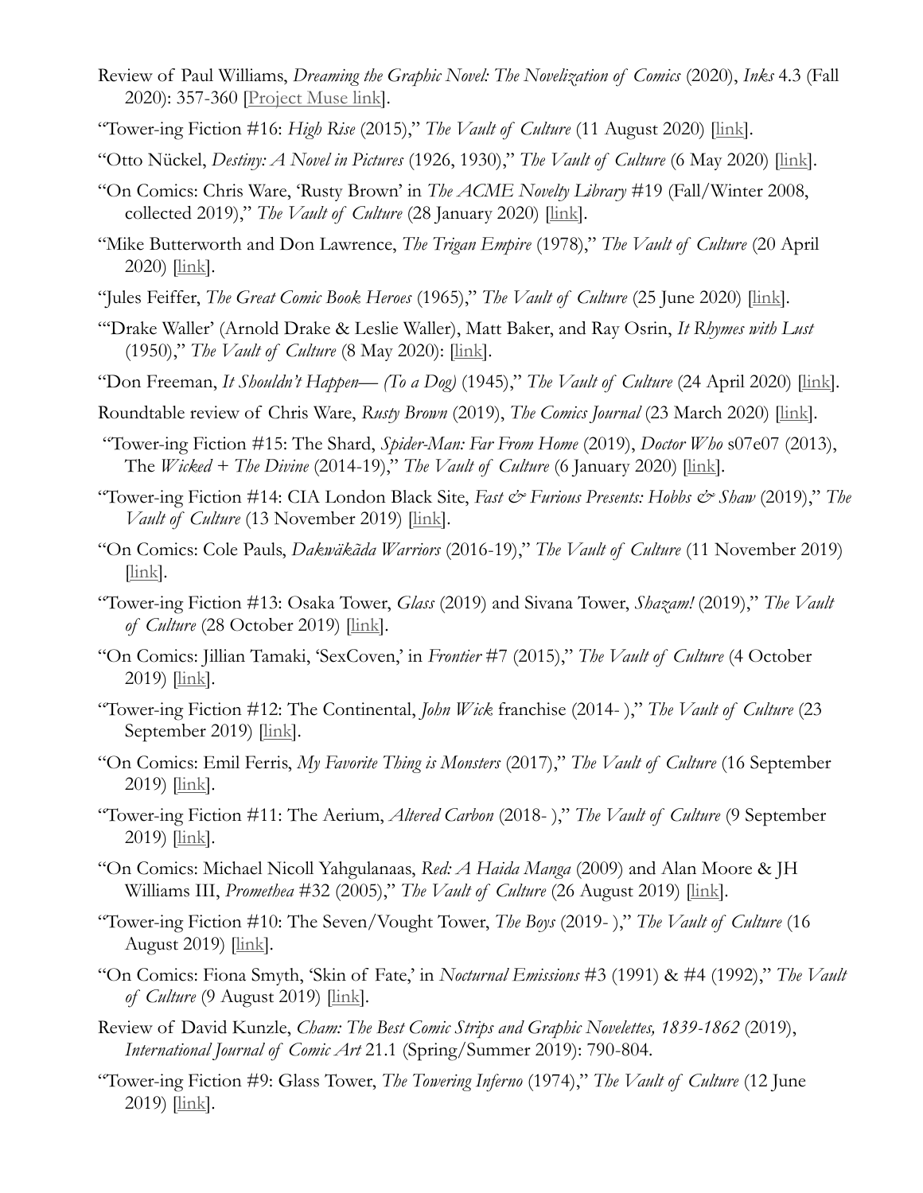Review of Paul Williams, *Dreaming the Graphic Novel: The Novelization of Comics* (2020), *Inks* 4.3 (Fall 2020): 357-360 [Project Muse link].

"Tower-ing Fiction #16: *High Rise* (2015)," *The Vault of Culture* (11 August 2020) [link].

"Otto Nückel, *Destiny: A Novel in Pictures* (1926, 1930)," *The Vault of Culture* (6 May 2020) [link].

"On Comics: Chris Ware, 'Rusty Brown' in *The ACME Novelty Library* #19 (Fall/Winter 2008, collected 2019)," *The Vault of Culture* (28 January 2020) [link].

"Mike Butterworth and Don Lawrence, *The Trigan Empire* (1978)," *The Vault of Culture* (20 April 2020) [link].

"Jules Feiffer, *The Great Comic Book Heroes* (1965)," *The Vault of Culture* (25 June 2020) [link].

"'Drake Waller' (Arnold Drake & Leslie Waller), Matt Baker, and Ray Osrin, *It Rhymes with Lust* (1950)," *The Vault of Culture* (8 May 2020): [link].

"Don Freeman, *It Shouldn't Happen— (To a Dog)* (1945)," *The Vault of Culture* (24 April 2020) [link].

Roundtable review of Chris Ware, *Rusty Brown* (2019), *The Comics Journal* (23 March 2020) [link].

"Tower-ing Fiction #15: The Shard, *Spider-Man: Far From Home* (2019), *Doctor Who* s07e07 (2013), The *Wicked + The Divine* (2014-19)," *The Vault of Culture* (6 January 2020) [link].

"Tower-ing Fiction #14: CIA London Black Site, *Fast & Furious Presents: Hobbs & Shaw* (2019)," *The Vault of Culture* (13 November 2019) [link].

"On Comics: Cole Pauls, *Dakwäkãda Warriors* (2016-19)," *The Vault of Culture* (11 November 2019) [link].

"Tower-ing Fiction #13: Osaka Tower, *Glass* (2019) and Sivana Tower, *Shazam!* (2019)," *The Vault of Culture* (28 October 2019) [link].

"On Comics: Jillian Tamaki, 'SexCoven,' in *Frontier* #7 (2015)," *The Vault of Culture* (4 October 2019) [link].

"Tower-ing Fiction #12: The Continental, *John Wick* franchise (2014- )," *The Vault of Culture* (23 September 2019) [link].

"On Comics: Emil Ferris, *My Favorite Thing is Monsters* (2017)," *The Vault of Culture* (16 September 2019) [link].

"Tower-ing Fiction #11: The Aerium, *Altered Carbon* (2018- )," *The Vault of Culture* (9 September 2019) [link].

"On Comics: Michael Nicoll Yahgulanaas, *Red: A Haida Manga* (2009) and Alan Moore & JH Williams III, *Promethea* #32 (2005)," *The Vault of Culture* (26 August 2019) [link].

"Tower-ing Fiction #10: The Seven/Vought Tower, *The Boys* (2019- )," *The Vault of Culture* (16 August 2019) [link].

"On Comics: Fiona Smyth, 'Skin of Fate,' in *Nocturnal Emissions* #3 (1991) & #4 (1992)," *The Vault of Culture* (9 August 2019) [link].

Review of David Kunzle, *Cham: The Best Comic Strips and Graphic Novelettes, 1839-1862* (2019), *International Journal of Comic Art* 21.1 (Spring/Summer 2019): 790-804.

"Tower-ing Fiction #9: Glass Tower, *The Towering Inferno* (1974)," *The Vault of Culture* (12 June 2019) [link].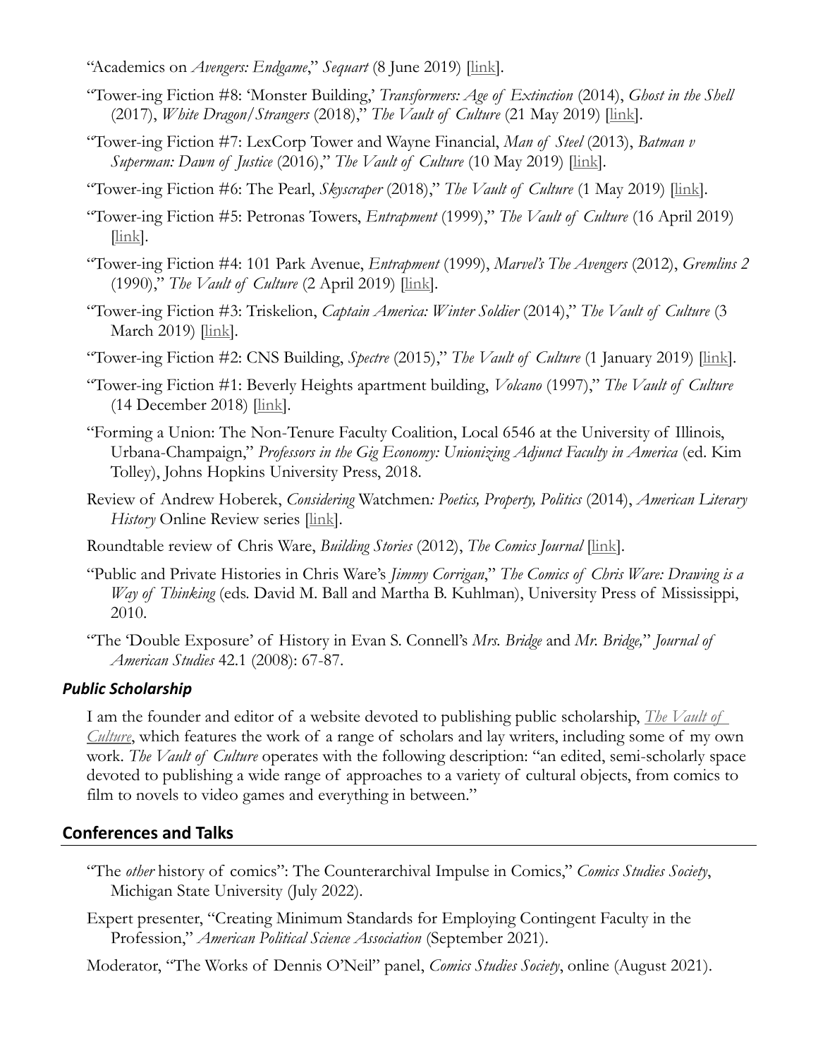"Academics on *Avengers: Endgame*," *Sequart* (8 June 2019) [link].

"Tower-ing Fiction #8: 'Monster Building,' *Transformers: Age of Extinction* (2014), *Ghost in the Shell* (2017), *White Dragon/Strangers* (2018)," *The Vault of Culture* (21 May 2019) [link].

"Tower-ing Fiction #7: LexCorp Tower and Wayne Financial, *Man of Steel* (2013), *Batman v Superman: Dawn of Justice* (2016)," *The Vault of Culture* (10 May 2019) [link].

"Tower-ing Fiction #6: The Pearl, *Skyscraper* (2018)," *The Vault of Culture* (1 May 2019) [link].

"Tower-ing Fiction #5: Petronas Towers, *Entrapment* (1999)," *The Vault of Culture* (16 April 2019) [link].

"Tower-ing Fiction #4: 101 Park Avenue, *Entrapment* (1999), *Marvel's The Avengers* (2012), *Gremlins 2* (1990)," *The Vault of Culture* (2 April 2019) [link].

"Tower-ing Fiction #3: Triskelion, *Captain America: Winter Soldier* (2014)," *The Vault of Culture* (3 March 2019) [link].

"Tower-ing Fiction #2: CNS Building, *Spectre* (2015)," *The Vault of Culture* (1 January 2019) [link].

"Tower-ing Fiction #1: Beverly Heights apartment building, *Volcano* (1997)," *The Vault of Culture* (14 December 2018) [link].

"Forming a Union: The Non-Tenure Faculty Coalition, Local 6546 at the University of Illinois, Urbana-Champaign," *Professors in the Gig Economy: Unionizing Adjunct Faculty in America* (ed. Kim Tolley), Johns Hopkins University Press, 2018.

Review of Andrew Hoberek, *Considering* Watchmen*: Poetics, Property, Politics* (2014), *American Literary History* Online Review series [link].

Roundtable review of Chris Ware, *Building Stories* (2012), *The Comics Journal* [link].

"Public and Private Histories in Chris Ware's *Jimmy Corrigan*," *The Comics of Chris Ware: Drawing is a Way of Thinking* (eds. David M. Ball and Martha B. Kuhlman), University Press of Mississippi, 2010.

"The 'Double Exposure' of History in Evan S. Connell's *Mrs. Bridge* and *Mr. Bridge*," *Journal of American Studies* 42.1 (2008): 67-87.

### *Public Scholarship*

I am the founder and editor of a website devoted to publishing public scholarship, *The Vault of Culture*, which features the work of a range of scholars and lay writers, including some of my own work. *The Vault of Culture* operates with the following description: "an edited, semi-scholarly space devoted to publishing a wide range of approaches to a variety of cultural objects, from comics to film to novels to video games and everything in between."

## Conferences and Talks

"The *other* history of comics": The Counterarchival Impulse in Comics," *Comics Studies Society*, Michigan State University (July 2022).

Expert presenter, "Creating Minimum Standards for Employing Contingent Faculty in the Profession," *American Political Science Association* (September 2021).

Moderator, "The Works of Dennis O'Neil" panel, *Comics Studies Society*, online (August 2021).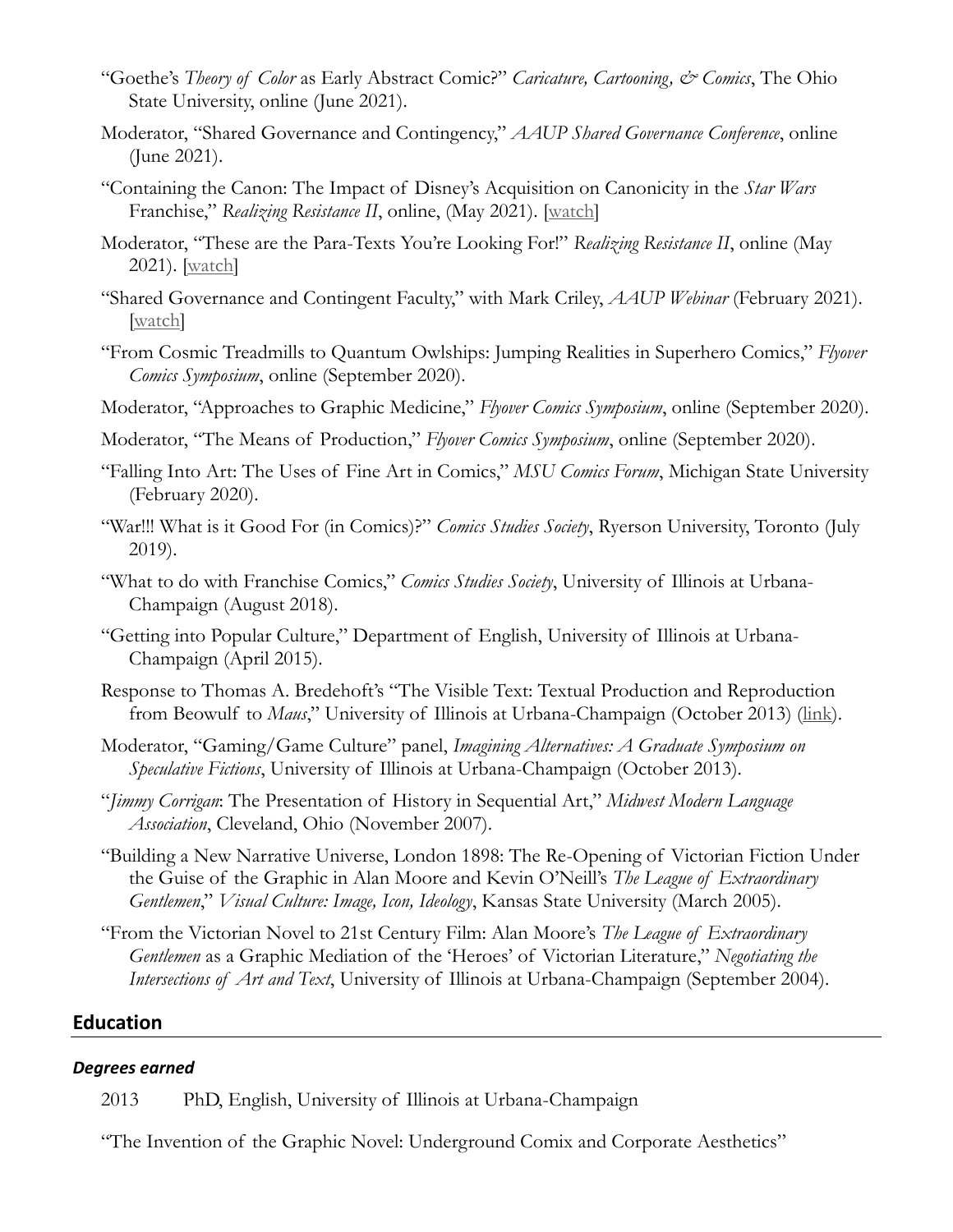"Goethe's *Theory of Color* as Early Abstract Comic?" *Caricature, Cartooning, & Comics*, The Ohio State University, online (June 2021).

Moderator, "Shared Governance and Contingency," *AAUP Shared Governance Conference*, online (June 2021).

"Containing the Canon: The Impact of Disney's Acquisition on Canonicity in the *Star Wars* Franchise," *Realizing Resistance II*, online, (May 2021). [watch]

Moderator, "These are the Para-Texts You're Looking For!" *Realizing Resistance II*, online (May 2021). [watch]

"Shared Governance and Contingent Faculty," with Mark Criley, *AAUP Webinar* (February 2021). [watch]

"From Cosmic Treadmills to Quantum Owlships: Jumping Realities in Superhero Comics," *Flyover Comics Symposium*, online (September 2020).

Moderator, "Approaches to Graphic Medicine," *Flyover Comics Symposium*, online (September 2020).

Moderator, "The Means of Production," *Flyover Comics Symposium*, online (September 2020).

"Falling Into Art: The Uses of Fine Art in Comics," *MSU Comics Forum*, Michigan State University (February 2020).

"War!!! What is it Good For (in Comics)?" *Comics Studies Society*, Ryerson University, Toronto (July 2019).

"What to do with Franchise Comics," *Comics Studies Society*, University of Illinois at Urbana-Champaign (August 2018).

"Getting into Popular Culture," Department of English, University of Illinois at Urbana-Champaign (April 2015).

Response to Thomas A. Bredehoft's "The Visible Text: Textual Production and Reproduction from Beowulf to *Maus*," University of Illinois at Urbana-Champaign (October 2013) (link).

Moderator, "Gaming/Game Culture" panel, *Imagining Alternatives: A Graduate Symposium on Speculative Fictions*, University of Illinois at Urbana-Champaign (October 2013).

"*Jimmy Corrigan*: The Presentation of History in Sequential Art," *Midwest Modern Language Association*, Cleveland, Ohio (November 2007).

"Building a New Narrative Universe, London 1898: The Re-Opening of Victorian Fiction Under the Guise of the Graphic in Alan Moore and Kevin O'Neill's *The League of Extraordinary Gentlemen*," *Visual Culture: Image, Icon, Ideology*, Kansas State University (March 2005).

"From the Victorian Novel to 21st Century Film: Alan Moore's *The League of Extraordinary Gentlemen* as a Graphic Mediation of the 'Heroes' of Victorian Literature," *Negotiating the Intersections of Art and Text*, University of Illinois at Urbana-Champaign (September 2004).

## Education

### *Degrees earned*

2013 PhD, English, University of Illinois at Urbana-Champaign

"The Invention of the Graphic Novel: Underground Comix and Corporate Aesthetics"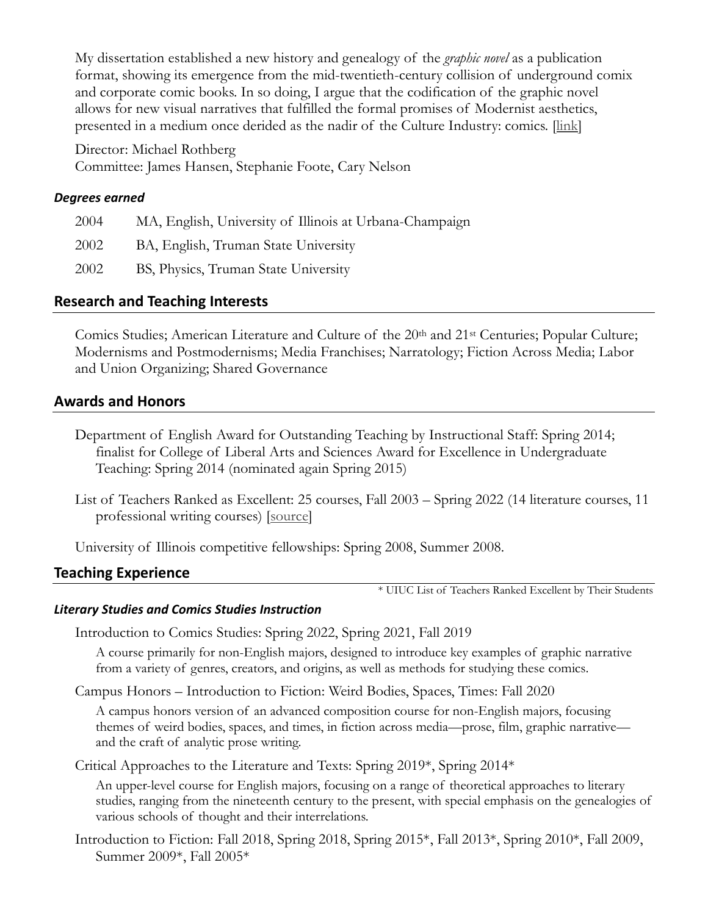My dissertation established a new history and genealogy of the *graphic novel* as a publication format, showing its emergence from the mid-twentieth-century collision of underground comix and corporate comic books. In so doing, I argue that the codification of the graphic novel allows for new visual narratives that fulfilled the formal promises of Modernist aesthetics, presented in a medium once derided as the nadir of the Culture Industry: comics. [link]

Director: Michael Rothberg
Committee: James Hansen, Stephanie Foote, Cary Nelson

### *Degrees earned*

| | |
|---|---|
| 2004 | MA, English, University of Illinois at Urbana-Champaign |
| 2002 | BA, English, Truman State University |
| 2002 | BS, Physics, Truman State University |

## Research and Teaching Interests

Comics Studies; American Literature and Culture of the 20th and 21st Centuries; Popular Culture; Modernisms and Postmodernisms; Media Franchises; Narratology; Fiction Across Media; Labor and Union Organizing; Shared Governance

## Awards and Honors

Department of English Award for Outstanding Teaching by Instructional Staff: Spring 2014; finalist for College of Liberal Arts and Sciences Award for Excellence in Undergraduate Teaching: Spring 2014 (nominated again Spring 2015)

List of Teachers Ranked as Excellent: 25 courses, Fall 2003 – Spring 2022 (14 literature courses, 11 professional writing courses) [source]

University of Illinois competitive fellowships: Spring 2008, Summer 2008.

## Teaching Experience

\* UIUC List of Teachers Ranked Excellent by Their Students

### *Literary Studies and Comics Studies Instruction*

Introduction to Comics Studies: Spring 2022, Spring 2021, Fall 2019

A course primarily for non-English majors, designed to introduce key examples of graphic narrative from a variety of genres, creators, and origins, as well as methods for studying these comics.

Campus Honors – Introduction to Fiction: Weird Bodies, Spaces, Times: Fall 2020

A campus honors version of an advanced composition course for non-English majors, focusing themes of weird bodies, spaces, and times, in fiction across media—prose, film, graphic narrative—and the craft of analytic prose writing.

Critical Approaches to the Literature and Texts: Spring 2019*, Spring 2014*

An upper-level course for English majors, focusing on a range of theoretical approaches to literary studies, ranging from the nineteenth century to the present, with special emphasis on the genealogies of various schools of thought and their interrelations.

Introduction to Fiction: Fall 2018, Spring 2018, Spring 2015*, Fall 2013*, Spring 2010*, Fall 2009, Summer 2009*, Fall 2005*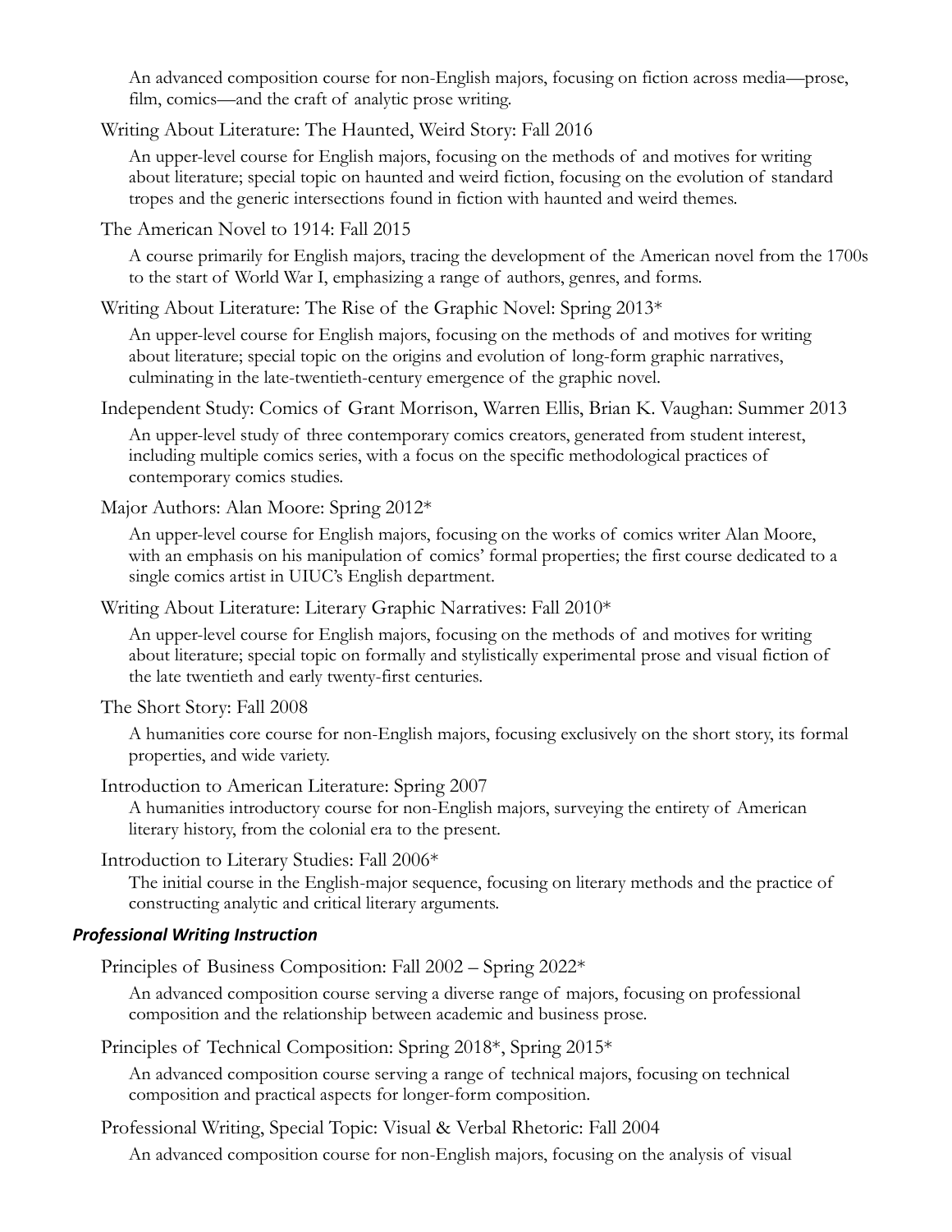An advanced composition course for non-English majors, focusing on fiction across media—prose, film, comics—and the craft of analytic prose writing.

Writing About Literature: The Haunted, Weird Story: Fall 2016

An upper-level course for English majors, focusing on the methods of and motives for writing about literature; special topic on haunted and weird fiction, focusing on the evolution of standard tropes and the generic intersections found in fiction with haunted and weird themes.

The American Novel to 1914: Fall 2015

A course primarily for English majors, tracing the development of the American novel from the 1700s to the start of World War I, emphasizing a range of authors, genres, and forms.

Writing About Literature: The Rise of the Graphic Novel: Spring 2013*

An upper-level course for English majors, focusing on the methods of and motives for writing about literature; special topic on the origins and evolution of long-form graphic narratives, culminating in the late-twentieth-century emergence of the graphic novel.

Independent Study: Comics of Grant Morrison, Warren Ellis, Brian K. Vaughan: Summer 2013

An upper-level study of three contemporary comics creators, generated from student interest, including multiple comics series, with a focus on the specific methodological practices of contemporary comics studies.

Major Authors: Alan Moore: Spring 2012*

An upper-level course for English majors, focusing on the works of comics writer Alan Moore, with an emphasis on his manipulation of comics' formal properties; the first course dedicated to a single comics artist in UIUC's English department.

Writing About Literature: Literary Graphic Narratives: Fall 2010*

An upper-level course for English majors, focusing on the methods of and motives for writing about literature; special topic on formally and stylistically experimental prose and visual fiction of the late twentieth and early twenty-first centuries.

The Short Story: Fall 2008

A humanities core course for non-English majors, focusing exclusively on the short story, its formal properties, and wide variety.

Introduction to American Literature: Spring 2007

A humanities introductory course for non-English majors, surveying the entirety of American literary history, from the colonial era to the present.

Introduction to Literary Studies: Fall 2006*

The initial course in the English-major sequence, focusing on literary methods and the practice of constructing analytic and critical literary arguments.

### *Professional Writing Instruction*

Principles of Business Composition: Fall 2002 – Spring 2022*

An advanced composition course serving a diverse range of majors, focusing on professional composition and the relationship between academic and business prose.

Principles of Technical Composition: Spring 2018*, Spring 2015*

An advanced composition course serving a range of technical majors, focusing on technical composition and practical aspects for longer-form composition.

Professional Writing, Special Topic: Visual & Verbal Rhetoric: Fall 2004

An advanced composition course for non-English majors, focusing on the analysis of visual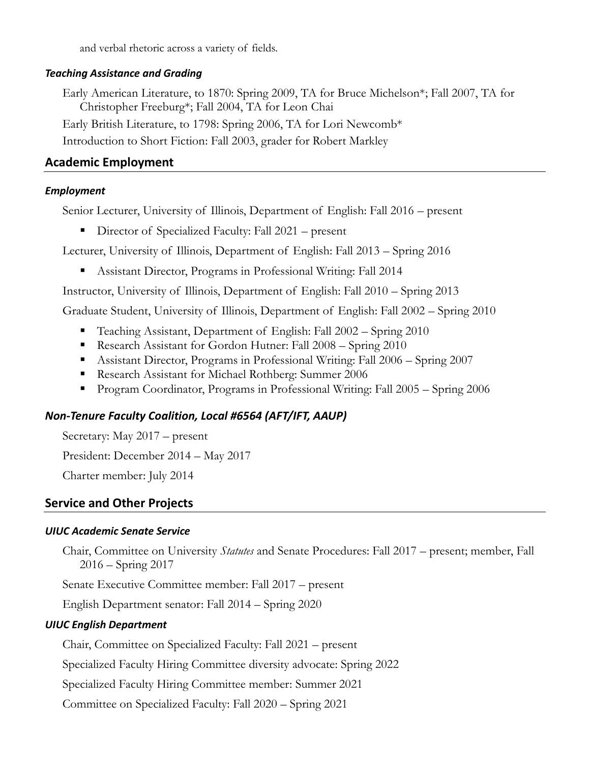and verbal rhetoric across a variety of fields.

### *Teaching Assistance and Grading*

Early American Literature, to 1870: Spring 2009, TA for Bruce Michelson*; Fall 2007, TA for Christopher Freeburg*; Fall 2004, TA for Leon Chai

Early British Literature, to 1798: Spring 2006, TA for Lori Newcomb*

Introduction to Short Fiction: Fall 2003, grader for Robert Markley

## Academic Employment

### *Employment*

Senior Lecturer, University of Illinois, Department of English: Fall 2016 – present

- Director of Specialized Faculty: Fall 2021 – present

Lecturer, University of Illinois, Department of English: Fall 2013 – Spring 2016

- Assistant Director, Programs in Professional Writing: Fall 2014

Instructor, University of Illinois, Department of English: Fall 2010 – Spring 2013

Graduate Student, University of Illinois, Department of English: Fall 2002 – Spring 2010

- Teaching Assistant, Department of English: Fall 2002 – Spring 2010
- Research Assistant for Gordon Hutner: Fall 2008 – Spring 2010
- Assistant Director, Programs in Professional Writing: Fall 2006 – Spring 2007
- Research Assistant for Michael Rothberg: Summer 2006
- Program Coordinator, Programs in Professional Writing: Fall 2005 – Spring 2006

### *Non-Tenure Faculty Coalition, Local #6564 (AFT/IFT, AAUP)*

Secretary: May 2017 – present

President: December 2014 – May 2017

Charter member: July 2014

## Service and Other Projects

### *UIUC Academic Senate Service*

Chair, Committee on University *Statutes* and Senate Procedures: Fall 2017 – present; member, Fall 2016 – Spring 2017

Senate Executive Committee member: Fall 2017 – present

English Department senator: Fall 2014 – Spring 2020

### *UIUC English Department*

Chair, Committee on Specialized Faculty: Fall 2021 – present

Specialized Faculty Hiring Committee diversity advocate: Spring 2022

Specialized Faculty Hiring Committee member: Summer 2021

Committee on Specialized Faculty: Fall 2020 – Spring 2021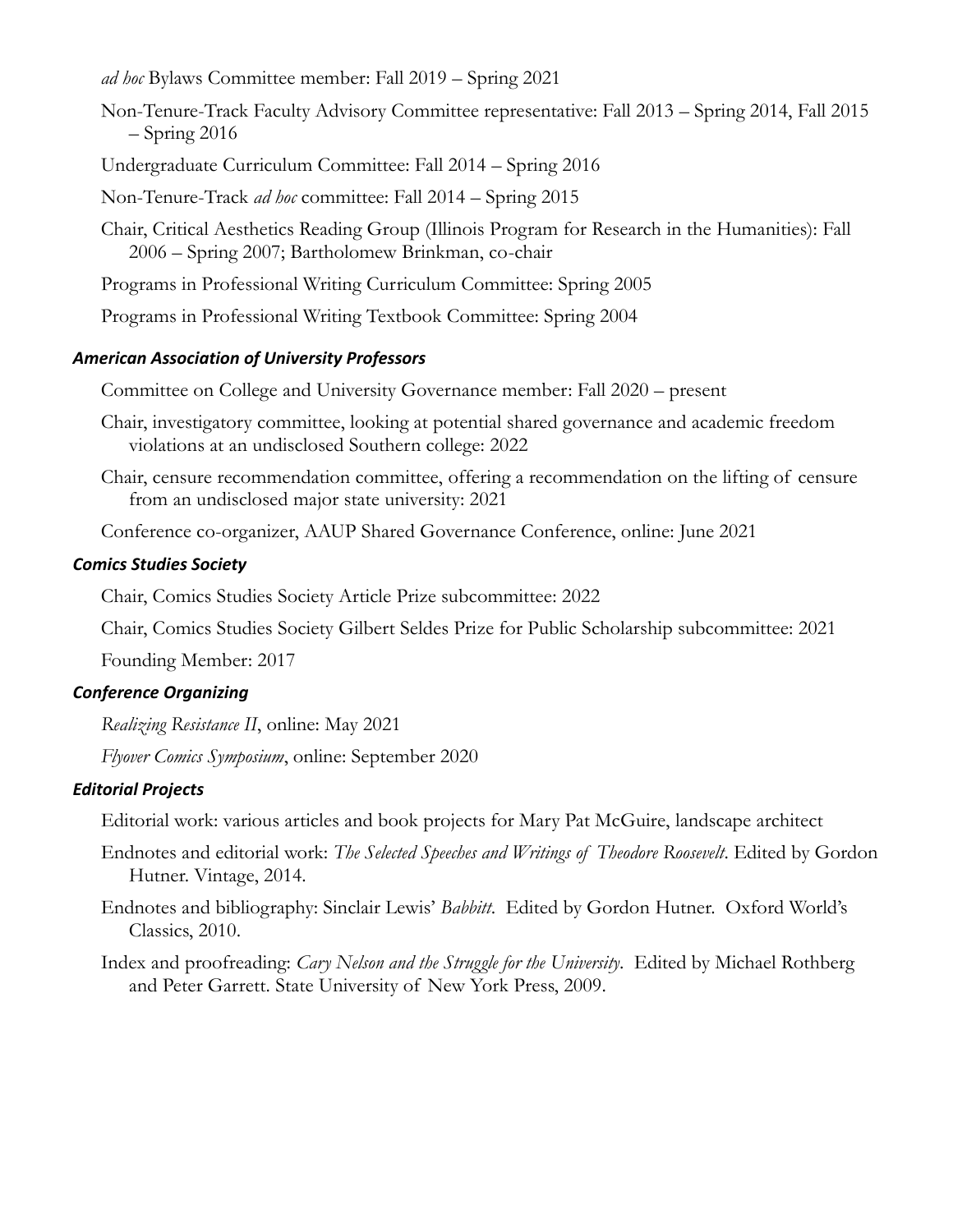*ad hoc* Bylaws Committee member: Fall 2019 – Spring 2021

Non-Tenure-Track Faculty Advisory Committee representative: Fall 2013 – Spring 2014, Fall 2015 – Spring 2016

Undergraduate Curriculum Committee: Fall 2014 – Spring 2016

Non-Tenure-Track *ad hoc* committee: Fall 2014 – Spring 2015

Chair, Critical Aesthetics Reading Group (Illinois Program for Research in the Humanities): Fall 2006 – Spring 2007; Bartholomew Brinkman, co-chair

Programs in Professional Writing Curriculum Committee: Spring 2005

Programs in Professional Writing Textbook Committee: Spring 2004

### *American Association of University Professors*

Committee on College and University Governance member: Fall 2020 – present

Chair, investigatory committee, looking at potential shared governance and academic freedom violations at an undisclosed Southern college: 2022

Chair, censure recommendation committee, offering a recommendation on the lifting of censure from an undisclosed major state university: 2021

Conference co-organizer, AAUP Shared Governance Conference, online: June 2021

### *Comics Studies Society*

Chair, Comics Studies Society Article Prize subcommittee: 2022

Chair, Comics Studies Society Gilbert Seldes Prize for Public Scholarship subcommittee: 2021

Founding Member: 2017

### *Conference Organizing*

*Realizing Resistance II*, online: May 2021

*Flyover Comics Symposium*, online: September 2020

### *Editorial Projects*

Editorial work: various articles and book projects for Mary Pat McGuire, landscape architect

Endnotes and editorial work: *The Selected Speeches and Writings of Theodore Roosevelt*. Edited by Gordon Hutner. Vintage, 2014.

Endnotes and bibliography: Sinclair Lewis' *Babbitt*. Edited by Gordon Hutner. Oxford World's Classics, 2010.

Index and proofreading: *Cary Nelson and the Struggle for the University*. Edited by Michael Rothberg and Peter Garrett. State University of New York Press, 2009.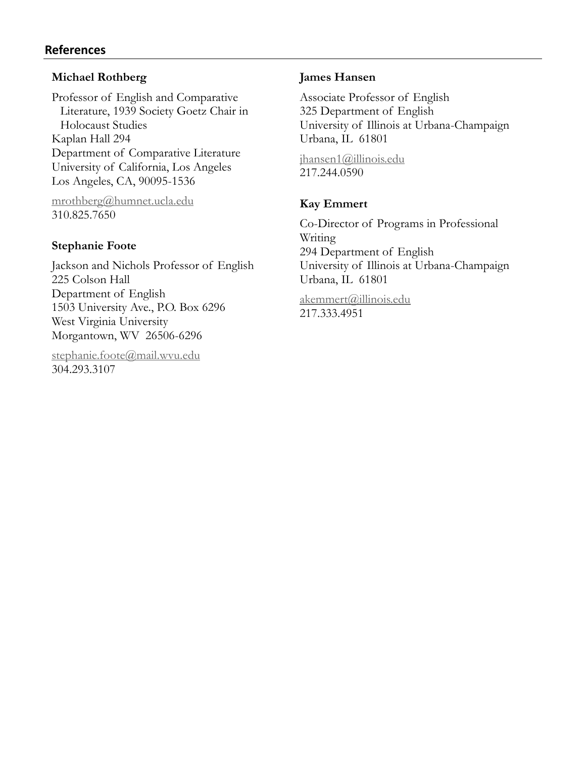## References

**Michael Rothberg**

Professor of English and Comparative Literature, 1939 Society Goetz Chair in Holocaust Studies
Kaplan Hall 294
Department of Comparative Literature
University of California, Los Angeles
Los Angeles, CA, 90095-1536

mrothberg@humnet.ucla.edu
310.825.7650

**Stephanie Foote**

Jackson and Nichols Professor of English
225 Colson Hall
Department of English
1503 University Ave., P.O. Box 6296
West Virginia University
Morgantown, WV 26506-6296

stephanie.foote@mail.wvu.edu
304.293.3107

**James Hansen**

Associate Professor of English
325 Department of English
University of Illinois at Urbana-Champaign
Urbana, IL 61801

jhansen1@illinois.edu
217.244.0590

**Kay Emmert**

Co-Director of Programs in Professional Writing
294 Department of English
University of Illinois at Urbana-Champaign
Urbana, IL 61801

akemmert@illinois.edu
217.333.4951